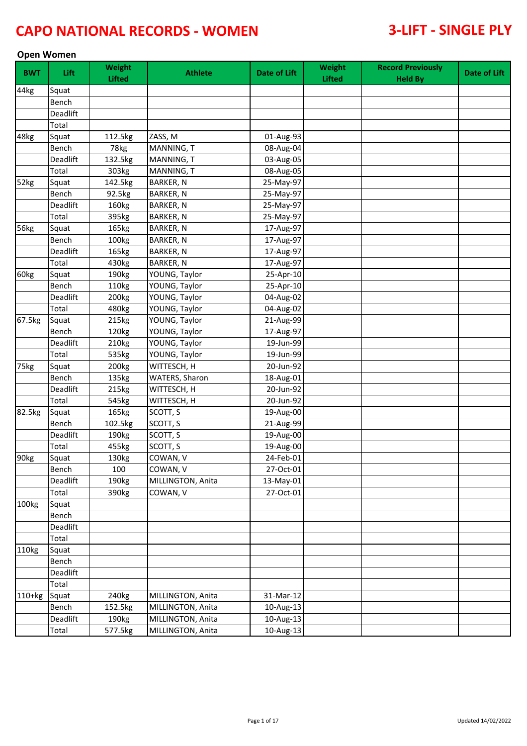# CAPO NATIONAL RECORDS - WOMEN

# 3-LIFT - SINGLE PLY

## Open Women

| BWT | Lift | Weight Lifted | Athlete | Date of Lift | Weight Lifted | Record Previously Held By | Date of Lift |
|---|---|---|---|---|---|---|---|
| 44kg | Squat | | | | | | |
| | Bench | | | | | | |
| | Deadlift | | | | | | |
| | Total | | | | | | |
| 48kg | Squat | 112.5kg | ZASS, M | 01-Aug-93 | | | |
| | Bench | 78kg | MANNING, T | 08-Aug-04 | | | |
| | Deadlift | 132.5kg | MANNING, T | 03-Aug-05 | | | |
| | Total | 303kg | MANNING, T | 08-Aug-05 | | | |
| 52kg | Squat | 142.5kg | BARKER, N | 25-May-97 | | | |
| | Bench | 92.5kg | BARKER, N | 25-May-97 | | | |
| | Deadlift | 160kg | BARKER, N | 25-May-97 | | | |
| | Total | 395kg | BARKER, N | 25-May-97 | | | |
| 56kg | Squat | 165kg | BARKER, N | 17-Aug-97 | | | |
| | Bench | 100kg | BARKER, N | 17-Aug-97 | | | |
| | Deadlift | 165kg | BARKER, N | 17-Aug-97 | | | |
| | Total | 430kg | BARKER, N | 17-Aug-97 | | | |
| 60kg | Squat | 190kg | YOUNG, Taylor | 25-Apr-10 | | | |
| | Bench | 110kg | YOUNG, Taylor | 25-Apr-10 | | | |
| | Deadlift | 200kg | YOUNG, Taylor | 04-Aug-02 | | | |
| | Total | 480kg | YOUNG, Taylor | 04-Aug-02 | | | |
| 67.5kg | Squat | 215kg | YOUNG, Taylor | 21-Aug-99 | | | |
| | Bench | 120kg | YOUNG, Taylor | 17-Aug-97 | | | |
| | Deadlift | 210kg | YOUNG, Taylor | 19-Jun-99 | | | |
| | Total | 535kg | YOUNG, Taylor | 19-Jun-99 | | | |
| 75kg | Squat | 200kg | WITTESCH, H | 20-Jun-92 | | | |
| | Bench | 135kg | WATERS, Sharon | 18-Aug-01 | | | |
| | Deadlift | 215kg | WITTESCH, H | 20-Jun-92 | | | |
| | Total | 545kg | WITTESCH, H | 20-Jun-92 | | | |
| 82.5kg | Squat | 165kg | SCOTT, S | 19-Aug-00 | | | |
| | Bench | 102.5kg | SCOTT, S | 21-Aug-99 | | | |
| | Deadlift | 190kg | SCOTT, S | 19-Aug-00 | | | |
| | Total | 455kg | SCOTT, S | 19-Aug-00 | | | |
| 90kg | Squat | 130kg | COWAN, V | 24-Feb-01 | | | |
| | Bench | 100 | COWAN, V | 27-Oct-01 | | | |
| | Deadlift | 190kg | MILLINGTON, Anita | 13-May-01 | | | |
| | Total | 390kg | COWAN, V | 27-Oct-01 | | | |
| 100kg | Squat | | | | | | |
| | Bench | | | | | | |
| | Deadlift | | | | | | |
| | Total | | | | | | |
| 110kg | Squat | | | | | | |
| | Bench | | | | | | |
| | Deadlift | | | | | | |
| | Total | | | | | | |
| 110+kg | Squat | 240kg | MILLINGTON, Anita | 31-Mar-12 | | | |
| | Bench | 152.5kg | MILLINGTON, Anita | 10-Aug-13 | | | |
| | Deadlift | 190kg | MILLINGTON, Anita | 10-Aug-13 | | | |
| | Total | 577.5kg | MILLINGTON, Anita | 10-Aug-13 | | | |

Updated 14/02/2022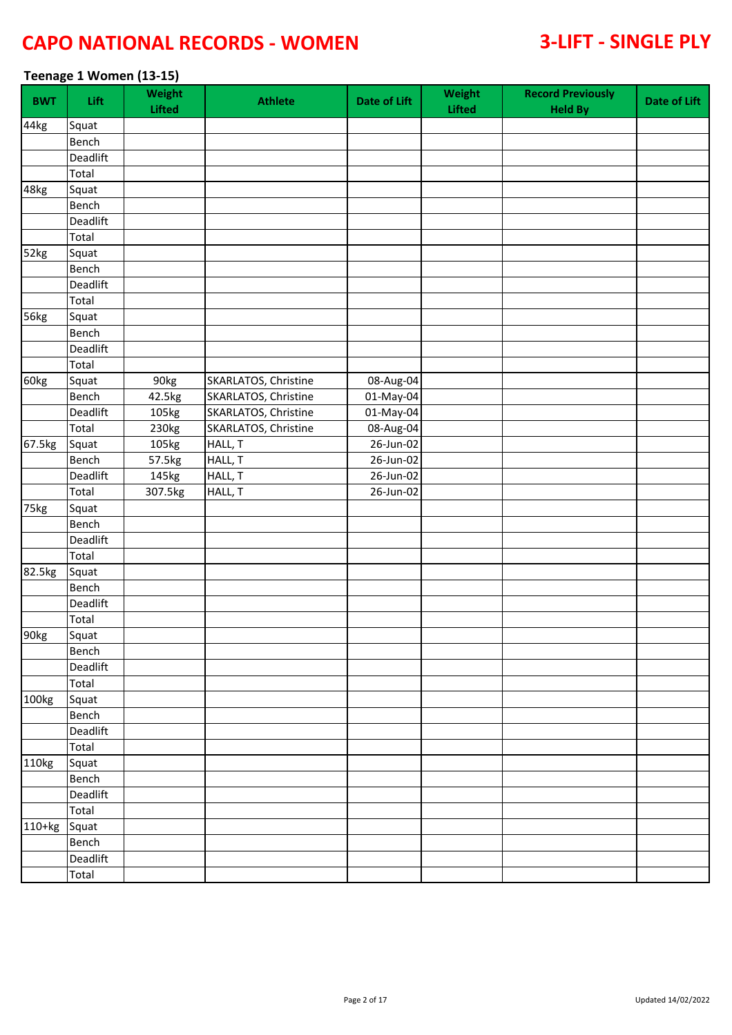# CAPO NATIONAL RECORDS - WOMEN

## 3-LIFT - SINGLE PLY

### Teenage 1 Women (13-15)

| BWT | Lift | Weight Lifted | Athlete | Date of Lift | Weight Lifted | Record Previously Held By | Date of Lift |
|---|---|---|---|---|---|---|---|
| 44kg | Squat | | | | | | |
| | Bench | | | | | | |
| | Deadlift | | | | | | |
| | Total | | | | | | |
| 48kg | Squat | | | | | | |
| | Bench | | | | | | |
| | Deadlift | | | | | | |
| | Total | | | | | | |
| 52kg | Squat | | | | | | |
| | Bench | | | | | | |
| | Deadlift | | | | | | |
| | Total | | | | | | |
| 56kg | Squat | | | | | | |
| | Bench | | | | | | |
| | Deadlift | | | | | | |
| | Total | | | | | | |
| 60kg | Squat | 90kg | SKARLATOS, Christine | 08-Aug-04 | | | |
| | Bench | 42.5kg | SKARLATOS, Christine | 01-May-04 | | | |
| | Deadlift | 105kg | SKARLATOS, Christine | 01-May-04 | | | |
| | Total | 230kg | SKARLATOS, Christine | 08-Aug-04 | | | |
| 67.5kg | Squat | 105kg | HALL, T | 26-Jun-02 | | | |
| | Bench | 57.5kg | HALL, T | 26-Jun-02 | | | |
| | Deadlift | 145kg | HALL, T | 26-Jun-02 | | | |
| | Total | 307.5kg | HALL, T | 26-Jun-02 | | | |
| 75kg | Squat | | | | | | |
| | Bench | | | | | | |
| | Deadlift | | | | | | |
| | Total | | | | | | |
| 82.5kg | Squat | | | | | | |
| | Bench | | | | | | |
| | Deadlift | | | | | | |
| | Total | | | | | | |
| 90kg | Squat | | | | | | |
| | Bench | | | | | | |
| | Deadlift | | | | | | |
| | Total | | | | | | |
| 100kg | Squat | | | | | | |
| | Bench | | | | | | |
| | Deadlift | | | | | | |
| | Total | | | | | | |
| 110kg | Squat | | | | | | |
| | Bench | | | | | | |
| | Deadlift | | | | | | |
| | Total | | | | | | |
| 110+kg | Squat | | | | | | |
| | Bench | | | | | | |
| | Deadlift | | | | | | |
| | Total | | | | | | |

Updated 14/02/2022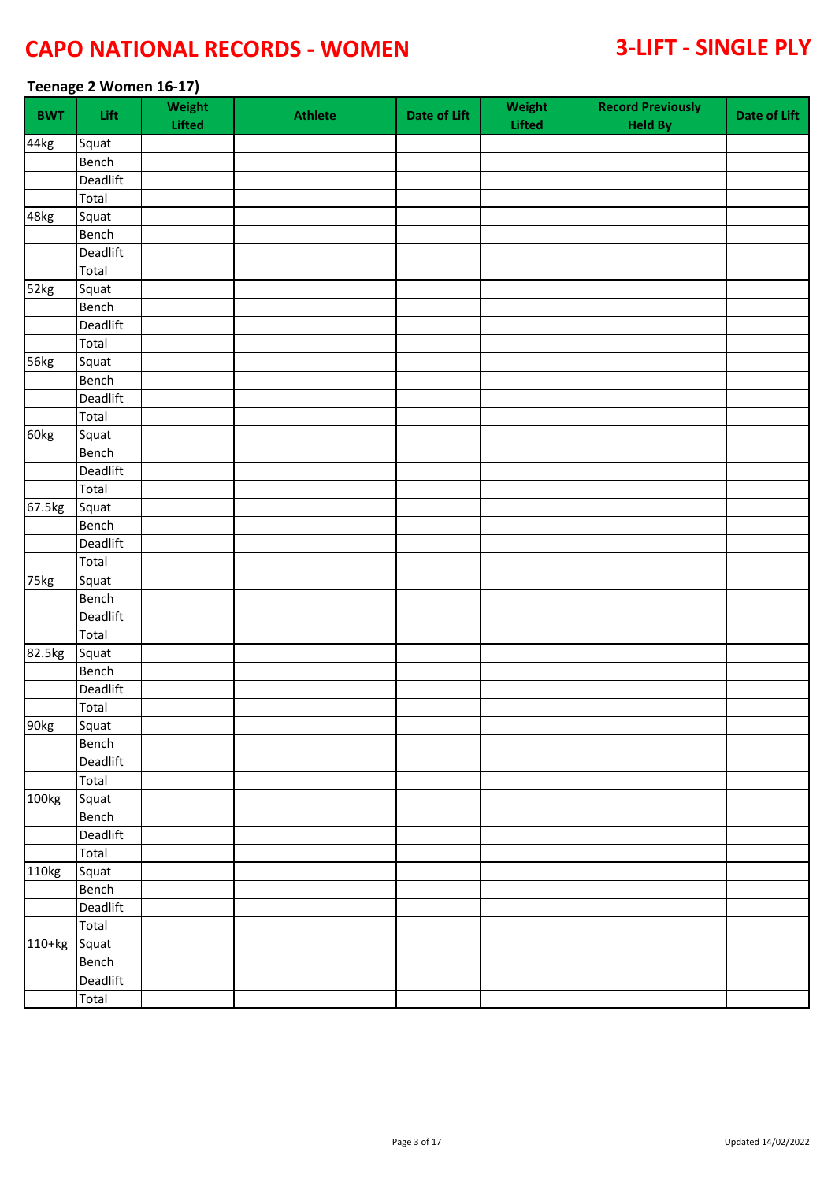# CAPO NATIONAL RECORDS - WOMEN

## 3-LIFT - SINGLE PLY

### Teenage 2 Women 16-17)

| BWT | Lift | Weight Lifted | Athlete | Date of Lift | Weight Lifted | Record Previously Held By | Date of Lift |
|---|---|---|---|---|---|---|---|
| 44kg | Squat | | | | | | |
| | Bench | | | | | | |
| | Deadlift | | | | | | |
| | Total | | | | | | |
| 48kg | Squat | | | | | | |
| | Bench | | | | | | |
| | Deadlift | | | | | | |
| | Total | | | | | | |
| 52kg | Squat | | | | | | |
| | Bench | | | | | | |
| | Deadlift | | | | | | |
| | Total | | | | | | |
| 56kg | Squat | | | | | | |
| | Bench | | | | | | |
| | Deadlift | | | | | | |
| | Total | | | | | | |
| 60kg | Squat | | | | | | |
| | Bench | | | | | | |
| | Deadlift | | | | | | |
| | Total | | | | | | |
| 67.5kg | Squat | | | | | | |
| | Bench | | | | | | |
| | Deadlift | | | | | | |
| | Total | | | | | | |
| 75kg | Squat | | | | | | |
| | Bench | | | | | | |
| | Deadlift | | | | | | |
| | Total | | | | | | |
| 82.5kg | Squat | | | | | | |
| | Bench | | | | | | |
| | Deadlift | | | | | | |
| | Total | | | | | | |
| 90kg | Squat | | | | | | |
| | Bench | | | | | | |
| | Deadlift | | | | | | |
| | Total | | | | | | |
| 100kg | Squat | | | | | | |
| | Bench | | | | | | |
| | Deadlift | | | | | | |
| | Total | | | | | | |
| 110kg | Squat | | | | | | |
| | Bench | | | | | | |
| | Deadlift | | | | | | |
| | Total | | | | | | |
| 110+kg | Squat | | | | | | |
| | Bench | | | | | | |
| | Deadlift | | | | | | |
| | Total | | | | | | |

Updated 14/02/2022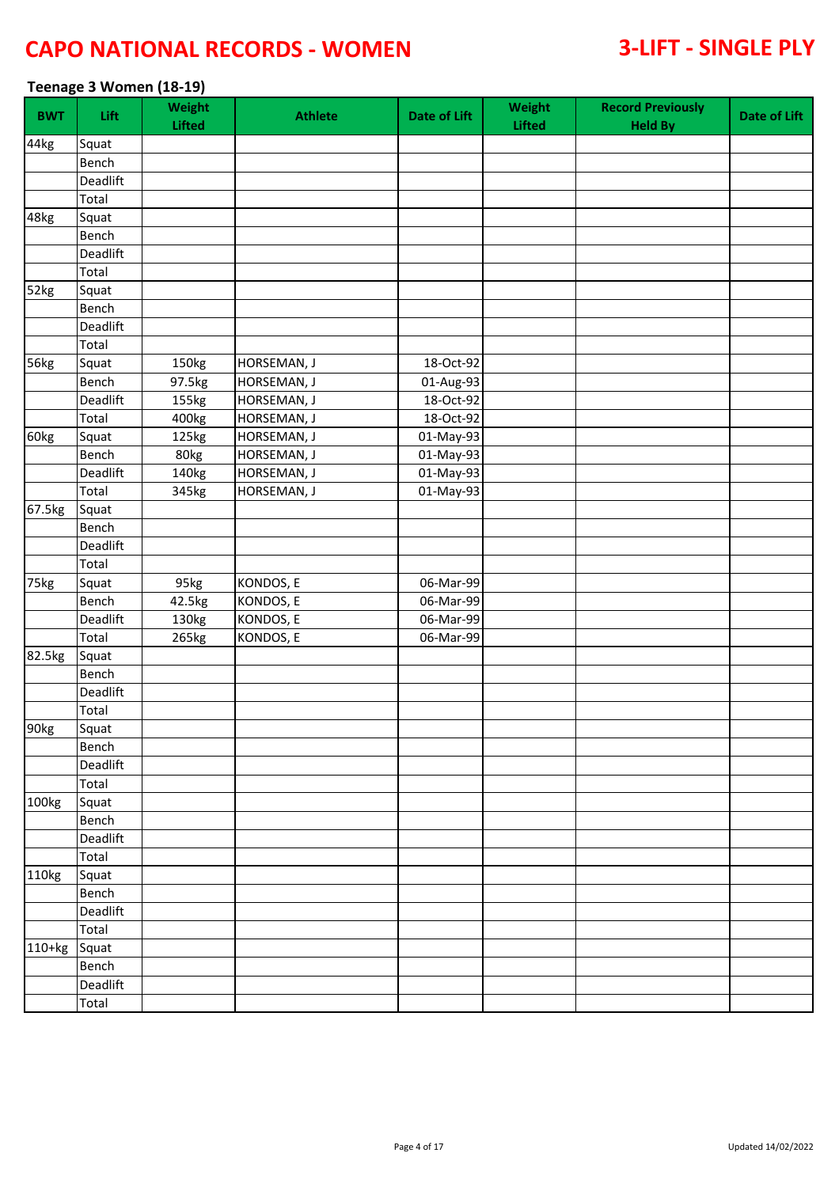# CAPO NATIONAL RECORDS - WOMEN

# 3-LIFT - SINGLE PLY

### Teenage 3 Women (18-19)

| BWT | Lift | Weight Lifted | Athlete | Date of Lift | Weight Lifted | Record Previously Held By | Date of Lift |
|---|---|---|---|---|---|---|---|
| 44kg | Squat | | | | | | |
| | Bench | | | | | | |
| | Deadlift | | | | | | |
| | Total | | | | | | |
| 48kg | Squat | | | | | | |
| | Bench | | | | | | |
| | Deadlift | | | | | | |
| | Total | | | | | | |
| 52kg | Squat | | | | | | |
| | Bench | | | | | | |
| | Deadlift | | | | | | |
| | Total | | | | | | |
| 56kg | Squat | 150kg | HORSEMAN, J | 18-Oct-92 | | | |
| | Bench | 97.5kg | HORSEMAN, J | 01-Aug-93 | | | |
| | Deadlift | 155kg | HORSEMAN, J | 18-Oct-92 | | | |
| | Total | 400kg | HORSEMAN, J | 18-Oct-92 | | | |
| 60kg | Squat | 125kg | HORSEMAN, J | 01-May-93 | | | |
| | Bench | 80kg | HORSEMAN, J | 01-May-93 | | | |
| | Deadlift | 140kg | HORSEMAN, J | 01-May-93 | | | |
| | Total | 345kg | HORSEMAN, J | 01-May-93 | | | |
| 67.5kg | Squat | | | | | | |
| | Bench | | | | | | |
| | Deadlift | | | | | | |
| | Total | | | | | | |
| 75kg | Squat | 95kg | KONDOS, E | 06-Mar-99 | | | |
| | Bench | 42.5kg | KONDOS, E | 06-Mar-99 | | | |
| | Deadlift | 130kg | KONDOS, E | 06-Mar-99 | | | |
| | Total | 265kg | KONDOS, E | 06-Mar-99 | | | |
| 82.5kg | Squat | | | | | | |
| | Bench | | | | | | |
| | Deadlift | | | | | | |
| | Total | | | | | | |
| 90kg | Squat | | | | | | |
| | Bench | | | | | | |
| | Deadlift | | | | | | |
| | Total | | | | | | |
| 100kg | Squat | | | | | | |
| | Bench | | | | | | |
| | Deadlift | | | | | | |
| | Total | | | | | | |
| 110kg | Squat | | | | | | |
| | Bench | | | | | | |
| | Deadlift | | | | | | |
| | Total | | | | | | |
| 110+kg | Squat | | | | | | |
| | Bench | | | | | | |
| | Deadlift | | | | | | |
| | Total | | | | | | |

Updated 14/02/2022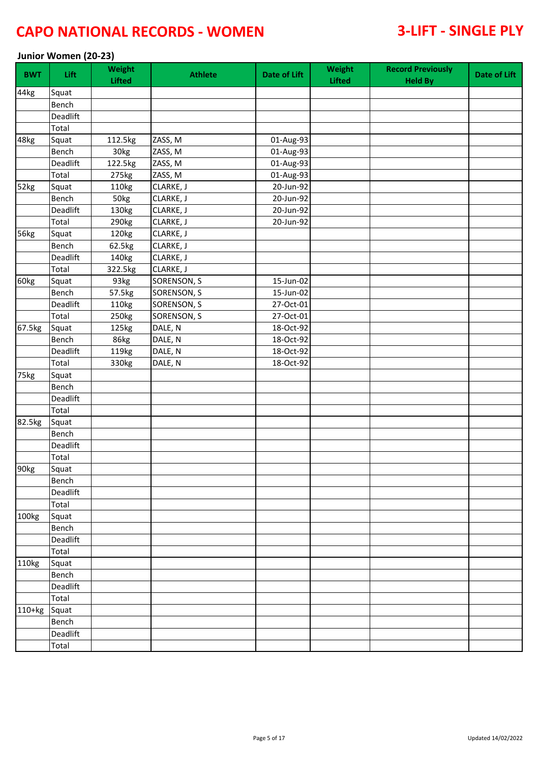# CAPO NATIONAL RECORDS - WOMEN

# 3-LIFT - SINGLE PLY

### Junior Women (20-23)

| BWT | Lift | Weight Lifted | Athlete | Date of Lift | Weight Lifted | Record Previously Held By | Date of Lift |
|---|---|---|---|---|---|---|---|
| 44kg | Squat | | | | | | |
| | Bench | | | | | | |
| | Deadlift | | | | | | |
| | Total | | | | | | |
| 48kg | Squat | 112.5kg | ZASS, M | 01-Aug-93 | | | |
| | Bench | 30kg | ZASS, M | 01-Aug-93 | | | |
| | Deadlift | 122.5kg | ZASS, M | 01-Aug-93 | | | |
| | Total | 275kg | ZASS, M | 01-Aug-93 | | | |
| 52kg | Squat | 110kg | CLARKE, J | 20-Jun-92 | | | |
| | Bench | 50kg | CLARKE, J | 20-Jun-92 | | | |
| | Deadlift | 130kg | CLARKE, J | 20-Jun-92 | | | |
| | Total | 290kg | CLARKE, J | 20-Jun-92 | | | |
| 56kg | Squat | 120kg | CLARKE, J | | | | |
| | Bench | 62.5kg | CLARKE, J | | | | |
| | Deadlift | 140kg | CLARKE, J | | | | |
| | Total | 322.5kg | CLARKE, J | | | | |
| 60kg | Squat | 93kg | SORENSON, S | 15-Jun-02 | | | |
| | Bench | 57.5kg | SORENSON, S | 15-Jun-02 | | | |
| | Deadlift | 110kg | SORENSON, S | 27-Oct-01 | | | |
| | Total | 250kg | SORENSON, S | 27-Oct-01 | | | |
| 67.5kg | Squat | 125kg | DALE, N | 18-Oct-92 | | | |
| | Bench | 86kg | DALE, N | 18-Oct-92 | | | |
| | Deadlift | 119kg | DALE, N | 18-Oct-92 | | | |
| | Total | 330kg | DALE, N | 18-Oct-92 | | | |
| 75kg | Squat | | | | | | |
| | Bench | | | | | | |
| | Deadlift | | | | | | |
| | Total | | | | | | |
| 82.5kg | Squat | | | | | | |
| | Bench | | | | | | |
| | Deadlift | | | | | | |
| | Total | | | | | | |
| 90kg | Squat | | | | | | |
| | Bench | | | | | | |
| | Deadlift | | | | | | |
| | Total | | | | | | |
| 100kg | Squat | | | | | | |
| | Bench | | | | | | |
| | Deadlift | | | | | | |
| | Total | | | | | | |
| 110kg | Squat | | | | | | |
| | Bench | | | | | | |
| | Deadlift | | | | | | |
| | Total | | | | | | |
| 110+kg | Squat | | | | | | |
| | Bench | | | | | | |
| | Deadlift | | | | | | |
| | Total | | | | | | |

Updated 14/02/2022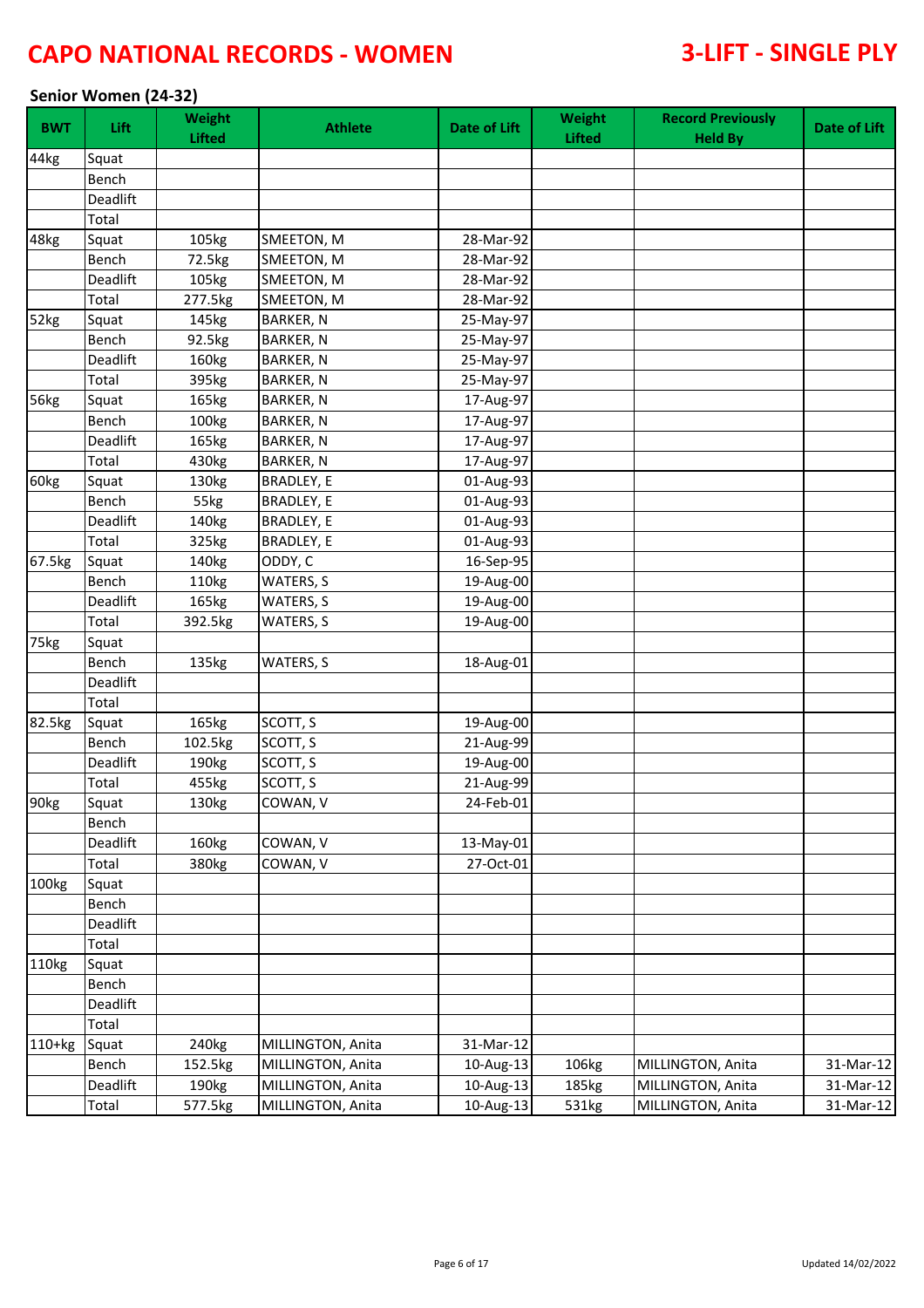# CAPO NATIONAL RECORDS - WOMEN

# 3-LIFT - SINGLE PLY

### Senior Women (24-32)

| BWT | Lift | Weight Lifted | Athlete | Date of Lift | Weight Lifted | Record Previously Held By | Date of Lift |
|---|---|---|---|---|---|---|---|
| 44kg | Squat | | | | | | |
| | Bench | | | | | | |
| | Deadlift | | | | | | |
| | Total | | | | | | |
| 48kg | Squat | 105kg | SMEETON, M | 28-Mar-92 | | | |
| | Bench | 72.5kg | SMEETON, M | 28-Mar-92 | | | |
| | Deadlift | 105kg | SMEETON, M | 28-Mar-92 | | | |
| | Total | 277.5kg | SMEETON, M | 28-Mar-92 | | | |
| 52kg | Squat | 145kg | BARKER, N | 25-May-97 | | | |
| | Bench | 92.5kg | BARKER, N | 25-May-97 | | | |
| | Deadlift | 160kg | BARKER, N | 25-May-97 | | | |
| | Total | 395kg | BARKER, N | 25-May-97 | | | |
| 56kg | Squat | 165kg | BARKER, N | 17-Aug-97 | | | |
| | Bench | 100kg | BARKER, N | 17-Aug-97 | | | |
| | Deadlift | 165kg | BARKER, N | 17-Aug-97 | | | |
| | Total | 430kg | BARKER, N | 17-Aug-97 | | | |
| 60kg | Squat | 130kg | BRADLEY, E | 01-Aug-93 | | | |
| | Bench | 55kg | BRADLEY, E | 01-Aug-93 | | | |
| | Deadlift | 140kg | BRADLEY, E | 01-Aug-93 | | | |
| | Total | 325kg | BRADLEY, E | 01-Aug-93 | | | |
| 67.5kg | Squat | 140kg | ODDY, C | 16-Sep-95 | | | |
| | Bench | 110kg | WATERS, S | 19-Aug-00 | | | |
| | Deadlift | 165kg | WATERS, S | 19-Aug-00 | | | |
| | Total | 392.5kg | WATERS, S | 19-Aug-00 | | | |
| 75kg | Squat | | | | | | |
| | Bench | 135kg | WATERS, S | 18-Aug-01 | | | |
| | Deadlift | | | | | | |
| | Total | | | | | | |
| 82.5kg | Squat | 165kg | SCOTT, S | 19-Aug-00 | | | |
| | Bench | 102.5kg | SCOTT, S | 21-Aug-99 | | | |
| | Deadlift | 190kg | SCOTT, S | 19-Aug-00 | | | |
| | Total | 455kg | SCOTT, S | 21-Aug-99 | | | |
| 90kg | Squat | 130kg | COWAN, V | 24-Feb-01 | | | |
| | Bench | | | | | | |
| | Deadlift | 160kg | COWAN, V | 13-May-01 | | | |
| | Total | 380kg | COWAN, V | 27-Oct-01 | | | |
| 100kg | Squat | | | | | | |
| | Bench | | | | | | |
| | Deadlift | | | | | | |
| | Total | | | | | | |
| 110kg | Squat | | | | | | |
| | Bench | | | | | | |
| | Deadlift | | | | | | |
| | Total | | | | | | |
| 110+kg | Squat | 240kg | MILLINGTON, Anita | 31-Mar-12 | | | |
| | Bench | 152.5kg | MILLINGTON, Anita | 10-Aug-13 | 106kg | MILLINGTON, Anita | 31-Mar-12 |
| | Deadlift | 190kg | MILLINGTON, Anita | 10-Aug-13 | 185kg | MILLINGTON, Anita | 31-Mar-12 |
| | Total | 577.5kg | MILLINGTON, Anita | 10-Aug-13 | 531kg | MILLINGTON, Anita | 31-Mar-12 |

Updated 14/02/2022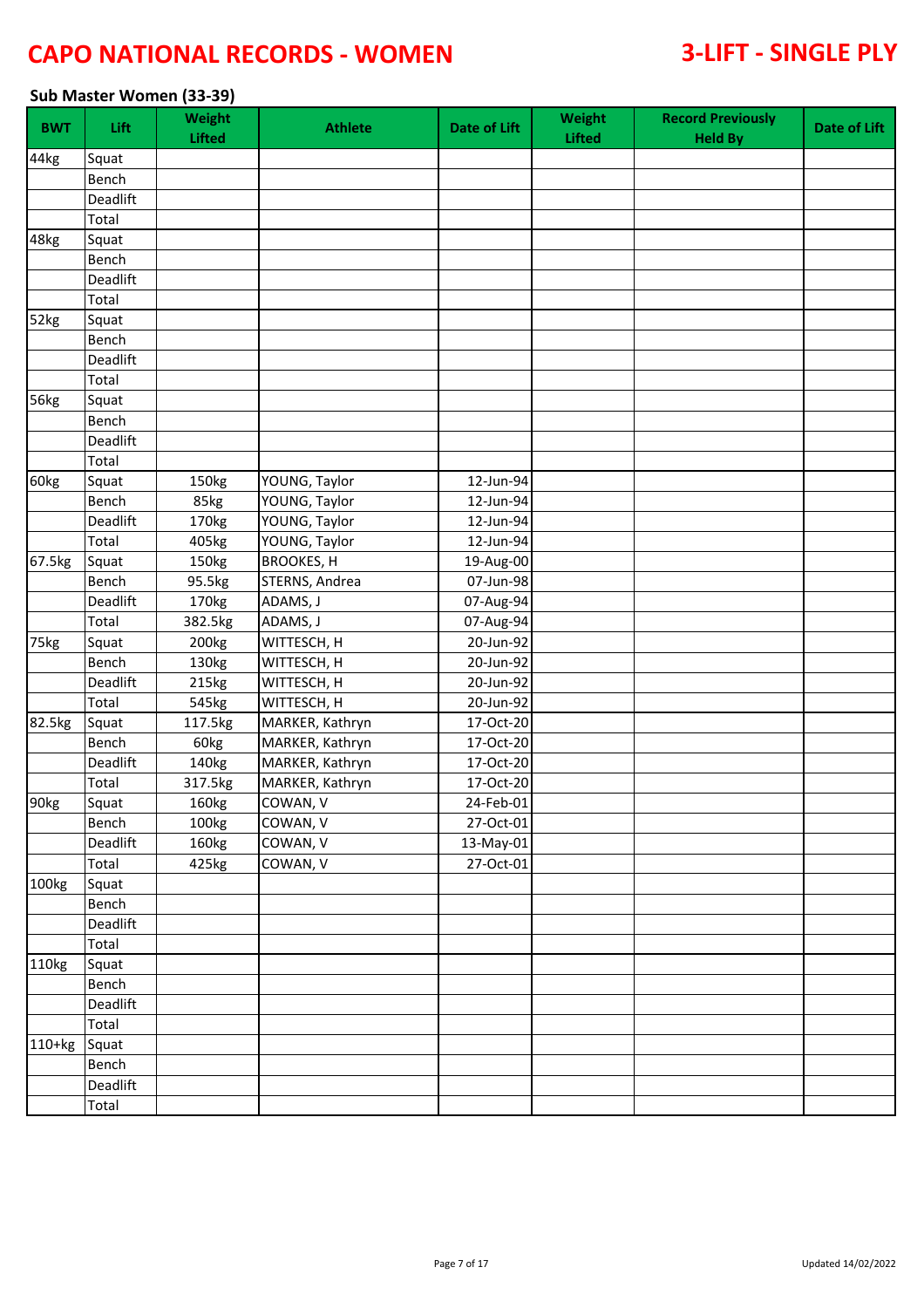# CAPO NATIONAL RECORDS - WOMEN

# 3-LIFT - SINGLE PLY

### Sub Master Women (33-39)

| BWT | Lift | Weight Lifted | Athlete | Date of Lift | Weight Lifted | Record Previously Held By | Date of Lift |
|---|---|---|---|---|---|---|---|
| 44kg | Squat | | | | | | |
| | Bench | | | | | | |
| | Deadlift | | | | | | |
| | Total | | | | | | |
| 48kg | Squat | | | | | | |
| | Bench | | | | | | |
| | Deadlift | | | | | | |
| | Total | | | | | | |
| 52kg | Squat | | | | | | |
| | Bench | | | | | | |
| | Deadlift | | | | | | |
| | Total | | | | | | |
| 56kg | Squat | | | | | | |
| | Bench | | | | | | |
| | Deadlift | | | | | | |
| | Total | | | | | | |
| 60kg | Squat | 150kg | YOUNG, Taylor | 12-Jun-94 | | | |
| | Bench | 85kg | YOUNG, Taylor | 12-Jun-94 | | | |
| | Deadlift | 170kg | YOUNG, Taylor | 12-Jun-94 | | | |
| | Total | 405kg | YOUNG, Taylor | 12-Jun-94 | | | |
| 67.5kg | Squat | 150kg | BROOKES, H | 19-Aug-00 | | | |
| | Bench | 95.5kg | STERNS, Andrea | 07-Jun-98 | | | |
| | Deadlift | 170kg | ADAMS, J | 07-Aug-94 | | | |
| | Total | 382.5kg | ADAMS, J | 07-Aug-94 | | | |
| 75kg | Squat | 200kg | WITTESCH, H | 20-Jun-92 | | | |
| | Bench | 130kg | WITTESCH, H | 20-Jun-92 | | | |
| | Deadlift | 215kg | WITTESCH, H | 20-Jun-92 | | | |
| | Total | 545kg | WITTESCH, H | 20-Jun-92 | | | |
| 82.5kg | Squat | 117.5kg | MARKER, Kathryn | 17-Oct-20 | | | |
| | Bench | 60kg | MARKER, Kathryn | 17-Oct-20 | | | |
| | Deadlift | 140kg | MARKER, Kathryn | 17-Oct-20 | | | |
| | Total | 317.5kg | MARKER, Kathryn | 17-Oct-20 | | | |
| 90kg | Squat | 160kg | COWAN, V | 24-Feb-01 | | | |
| | Bench | 100kg | COWAN, V | 27-Oct-01 | | | |
| | Deadlift | 160kg | COWAN, V | 13-May-01 | | | |
| | Total | 425kg | COWAN, V | 27-Oct-01 | | | |
| 100kg | Squat | | | | | | |
| | Bench | | | | | | |
| | Deadlift | | | | | | |
| | Total | | | | | | |
| 110kg | Squat | | | | | | |
| | Bench | | | | | | |
| | Deadlift | | | | | | |
| | Total | | | | | | |
| 110+kg | Squat | | | | | | |
| | Bench | | | | | | |
| | Deadlift | | | | | | |
| | Total | | | | | | |

Updated 14/02/2022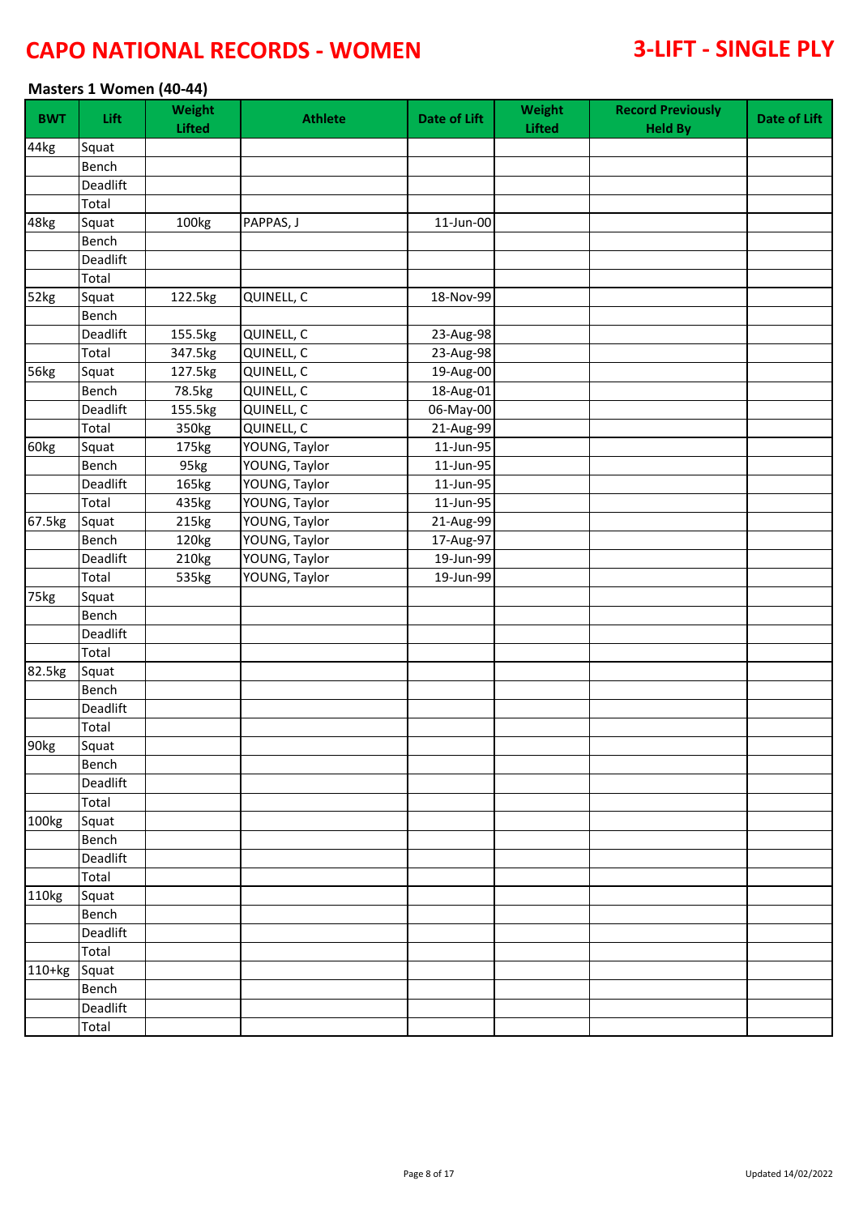# CAPO NATIONAL RECORDS - WOMEN

# 3-LIFT - SINGLE PLY

### Masters 1 Women (40-44)

| BWT | Lift | Weight Lifted | Athlete | Date of Lift | Weight Lifted | Record Previously Held By | Date of Lift |
|---|---|---|---|---|---|---|---|
| 44kg | Squat | | | | | | |
| | Bench | | | | | | |
| | Deadlift | | | | | | |
| | Total | | | | | | |
| 48kg | Squat | 100kg | PAPPAS, J | 11-Jun-00 | | | |
| | Bench | | | | | | |
| | Deadlift | | | | | | |
| | Total | | | | | | |
| 52kg | Squat | 122.5kg | QUINELL, C | 18-Nov-99 | | | |
| | Bench | | | | | | |
| | Deadlift | 155.5kg | QUINELL, C | 23-Aug-98 | | | |
| | Total | 347.5kg | QUINELL, C | 23-Aug-98 | | | |
| 56kg | Squat | 127.5kg | QUINELL, C | 19-Aug-00 | | | |
| | Bench | 78.5kg | QUINELL, C | 18-Aug-01 | | | |
| | Deadlift | 155.5kg | QUINELL, C | 06-May-00 | | | |
| | Total | 350kg | QUINELL, C | 21-Aug-99 | | | |
| 60kg | Squat | 175kg | YOUNG, Taylor | 11-Jun-95 | | | |
| | Bench | 95kg | YOUNG, Taylor | 11-Jun-95 | | | |
| | Deadlift | 165kg | YOUNG, Taylor | 11-Jun-95 | | | |
| | Total | 435kg | YOUNG, Taylor | 11-Jun-95 | | | |
| 67.5kg | Squat | 215kg | YOUNG, Taylor | 21-Aug-99 | | | |
| | Bench | 120kg | YOUNG, Taylor | 17-Aug-97 | | | |
| | Deadlift | 210kg | YOUNG, Taylor | 19-Jun-99 | | | |
| | Total | 535kg | YOUNG, Taylor | 19-Jun-99 | | | |
| 75kg | Squat | | | | | | |
| | Bench | | | | | | |
| | Deadlift | | | | | | |
| | Total | | | | | | |
| 82.5kg | Squat | | | | | | |
| | Bench | | | | | | |
| | Deadlift | | | | | | |
| | Total | | | | | | |
| 90kg | Squat | | | | | | |
| | Bench | | | | | | |
| | Deadlift | | | | | | |
| | Total | | | | | | |
| 100kg | Squat | | | | | | |
| | Bench | | | | | | |
| | Deadlift | | | | | | |
| | Total | | | | | | |
| 110kg | Squat | | | | | | |
| | Bench | | | | | | |
| | Deadlift | | | | | | |
| | Total | | | | | | |
| 110+kg | Squat | | | | | | |
| | Bench | | | | | | |
| | Deadlift | | | | | | |
| | Total | | | | | | |

Updated 14/02/2022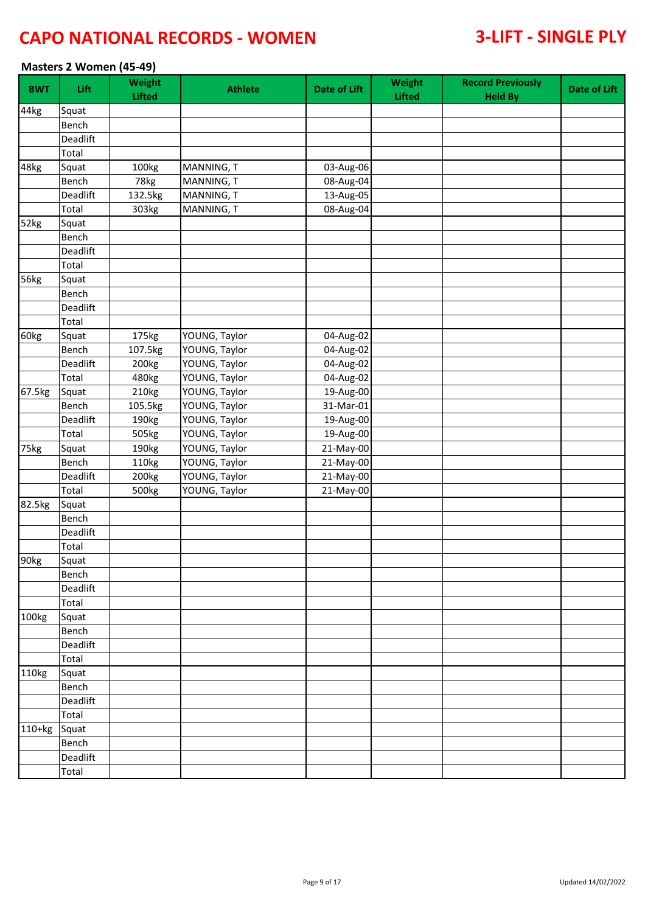# CAPO NATIONAL RECORDS - WOMEN

## 3-LIFT - SINGLE PLY

### Masters 2 Women (45-49)

| BWT | Lift | Weight Lifted | Athlete | Date of Lift | Weight Lifted | Record Previously Held By | Date of Lift |
|---|---|---|---|---|---|---|---|
| 44kg | Squat | | | | | | |
| | Bench | | | | | | |
| | Deadlift | | | | | | |
| | Total | | | | | | |
| 48kg | Squat | 100kg | MANNING, T | 03-Aug-06 | | | |
| | Bench | 78kg | MANNING, T | 08-Aug-04 | | | |
| | Deadlift | 132.5kg | MANNING, T | 13-Aug-05 | | | |
| | Total | 303kg | MANNING, T | 08-Aug-04 | | | |
| 52kg | Squat | | | | | | |
| | Bench | | | | | | |
| | Deadlift | | | | | | |
| | Total | | | | | | |
| 56kg | Squat | | | | | | |
| | Bench | | | | | | |
| | Deadlift | | | | | | |
| | Total | | | | | | |
| 60kg | Squat | 175kg | YOUNG, Taylor | 04-Aug-02 | | | |
| | Bench | 107.5kg | YOUNG, Taylor | 04-Aug-02 | | | |
| | Deadlift | 200kg | YOUNG, Taylor | 04-Aug-02 | | | |
| | Total | 480kg | YOUNG, Taylor | 04-Aug-02 | | | |
| 67.5kg | Squat | 210kg | YOUNG, Taylor | 19-Aug-00 | | | |
| | Bench | 105.5kg | YOUNG, Taylor | 31-Mar-01 | | | |
| | Deadlift | 190kg | YOUNG, Taylor | 19-Aug-00 | | | |
| | Total | 505kg | YOUNG, Taylor | 19-Aug-00 | | | |
| 75kg | Squat | 190kg | YOUNG, Taylor | 21-May-00 | | | |
| | Bench | 110kg | YOUNG, Taylor | 21-May-00 | | | |
| | Deadlift | 200kg | YOUNG, Taylor | 21-May-00 | | | |
| | Total | 500kg | YOUNG, Taylor | 21-May-00 | | | |
| 82.5kg | Squat | | | | | | |
| | Bench | | | | | | |
| | Deadlift | | | | | | |
| | Total | | | | | | |
| 90kg | Squat | | | | | | |
| | Bench | | | | | | |
| | Deadlift | | | | | | |
| | Total | | | | | | |
| 100kg | Squat | | | | | | |
| | Bench | | | | | | |
| | Deadlift | | | | | | |
| | Total | | | | | | |
| 110kg | Squat | | | | | | |
| | Bench | | | | | | |
| | Deadlift | | | | | | |
| | Total | | | | | | |
| 110+kg | Squat | | | | | | |
| | Bench | | | | | | |
| | Deadlift | | | | | | |
| | Total | | | | | | |

Updated 14/02/2022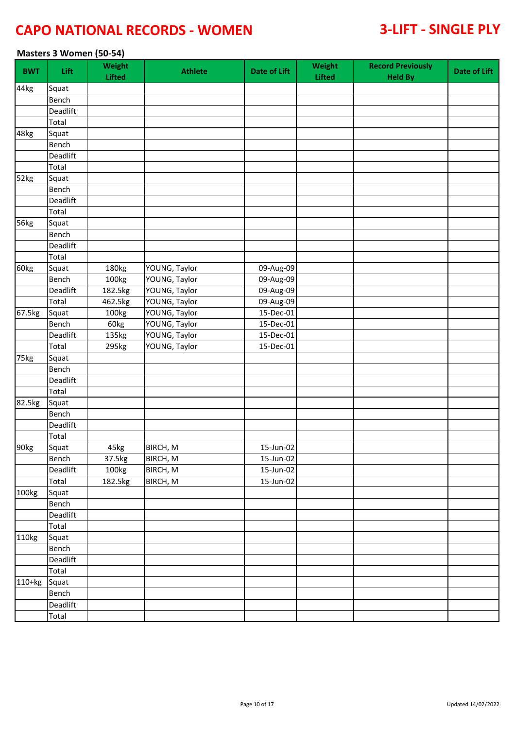# CAPO NATIONAL RECORDS - WOMEN

## 3-LIFT - SINGLE PLY

### Masters 3 Women (50-54)

| BWT | Lift | Weight Lifted | Athlete | Date of Lift | Weight Lifted | Record Previously Held By | Date of Lift |
|---|---|---|---|---|---|---|---|
| 44kg | Squat | | | | | | |
| | Bench | | | | | | |
| | Deadlift | | | | | | |
| | Total | | | | | | |
| 48kg | Squat | | | | | | |
| | Bench | | | | | | |
| | Deadlift | | | | | | |
| | Total | | | | | | |
| 52kg | Squat | | | | | | |
| | Bench | | | | | | |
| | Deadlift | | | | | | |
| | Total | | | | | | |
| 56kg | Squat | | | | | | |
| | Bench | | | | | | |
| | Deadlift | | | | | | |
| | Total | | | | | | |
| 60kg | Squat | 180kg | YOUNG, Taylor | 09-Aug-09 | | | |
| | Bench | 100kg | YOUNG, Taylor | 09-Aug-09 | | | |
| | Deadlift | 182.5kg | YOUNG, Taylor | 09-Aug-09 | | | |
| | Total | 462.5kg | YOUNG, Taylor | 09-Aug-09 | | | |
| 67.5kg | Squat | 100kg | YOUNG, Taylor | 15-Dec-01 | | | |
| | Bench | 60kg | YOUNG, Taylor | 15-Dec-01 | | | |
| | Deadlift | 135kg | YOUNG, Taylor | 15-Dec-01 | | | |
| | Total | 295kg | YOUNG, Taylor | 15-Dec-01 | | | |
| 75kg | Squat | | | | | | |
| | Bench | | | | | | |
| | Deadlift | | | | | | |
| | Total | | | | | | |
| 82.5kg | Squat | | | | | | |
| | Bench | | | | | | |
| | Deadlift | | | | | | |
| | Total | | | | | | |
| 90kg | Squat | 45kg | BIRCH, M | 15-Jun-02 | | | |
| | Bench | 37.5kg | BIRCH, M | 15-Jun-02 | | | |
| | Deadlift | 100kg | BIRCH, M | 15-Jun-02 | | | |
| | Total | 182.5kg | BIRCH, M | 15-Jun-02 | | | |
| 100kg | Squat | | | | | | |
| | Bench | | | | | | |
| | Deadlift | | | | | | |
| | Total | | | | | | |
| 110kg | Squat | | | | | | |
| | Bench | | | | | | |
| | Deadlift | | | | | | |
| | Total | | | | | | |
| 110+kg | Squat | | | | | | |
| | Bench | | | | | | |
| | Deadlift | | | | | | |
| | Total | | | | | | |

Updated 14/02/2022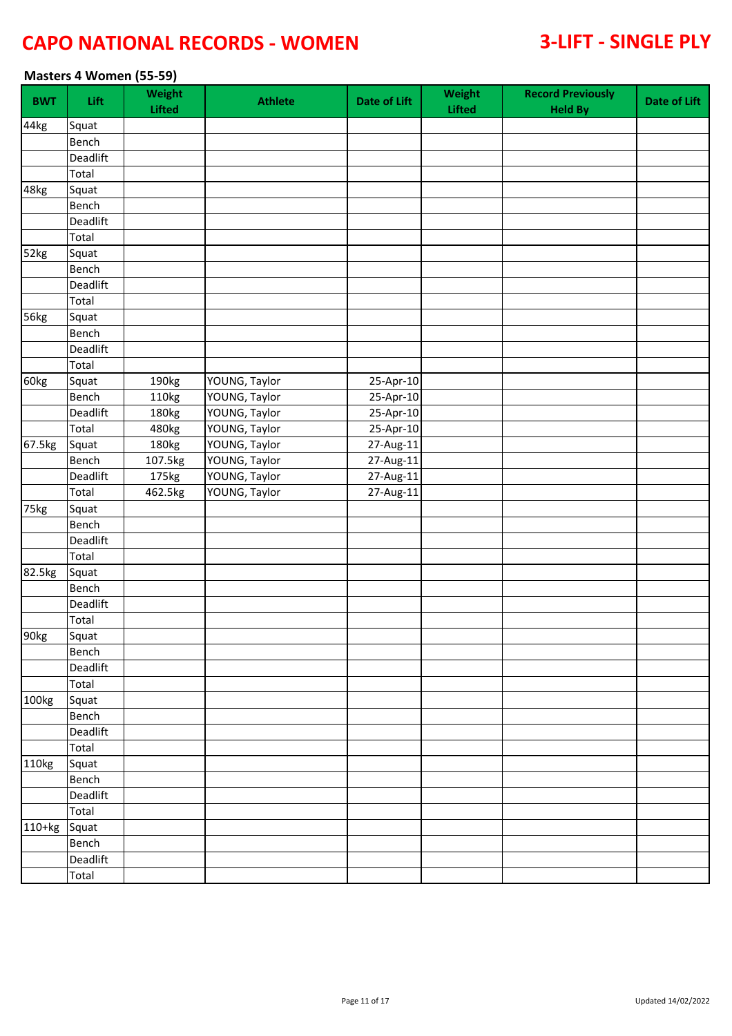# CAPO NATIONAL RECORDS - WOMEN

## 3-LIFT - SINGLE PLY

### Masters 4 Women (55-59)

| BWT | Lift | Weight Lifted | Athlete | Date of Lift | Weight Lifted | Record Previously Held By | Date of Lift |
|---|---|---|---|---|---|---|---|
| 44kg | Squat | | | | | | |
| | Bench | | | | | | |
| | Deadlift | | | | | | |
| | Total | | | | | | |
| 48kg | Squat | | | | | | |
| | Bench | | | | | | |
| | Deadlift | | | | | | |
| | Total | | | | | | |
| 52kg | Squat | | | | | | |
| | Bench | | | | | | |
| | Deadlift | | | | | | |
| | Total | | | | | | |
| 56kg | Squat | | | | | | |
| | Bench | | | | | | |
| | Deadlift | | | | | | |
| | Total | | | | | | |
| 60kg | Squat | 190kg | YOUNG, Taylor | 25-Apr-10 | | | |
| | Bench | 110kg | YOUNG, Taylor | 25-Apr-10 | | | |
| | Deadlift | 180kg | YOUNG, Taylor | 25-Apr-10 | | | |
| | Total | 480kg | YOUNG, Taylor | 25-Apr-10 | | | |
| 67.5kg | Squat | 180kg | YOUNG, Taylor | 27-Aug-11 | | | |
| | Bench | 107.5kg | YOUNG, Taylor | 27-Aug-11 | | | |
| | Deadlift | 175kg | YOUNG, Taylor | 27-Aug-11 | | | |
| | Total | 462.5kg | YOUNG, Taylor | 27-Aug-11 | | | |
| 75kg | Squat | | | | | | |
| | Bench | | | | | | |
| | Deadlift | | | | | | |
| | Total | | | | | | |
| 82.5kg | Squat | | | | | | |
| | Bench | | | | | | |
| | Deadlift | | | | | | |
| | Total | | | | | | |
| 90kg | Squat | | | | | | |
| | Bench | | | | | | |
| | Deadlift | | | | | | |
| | Total | | | | | | |
| 100kg | Squat | | | | | | |
| | Bench | | | | | | |
| | Deadlift | | | | | | |
| | Total | | | | | | |
| 110kg | Squat | | | | | | |
| | Bench | | | | | | |
| | Deadlift | | | | | | |
| | Total | | | | | | |
| 110+kg | Squat | | | | | | |
| | Bench | | | | | | |
| | Deadlift | | | | | | |
| | Total | | | | | | |

Updated 14/02/2022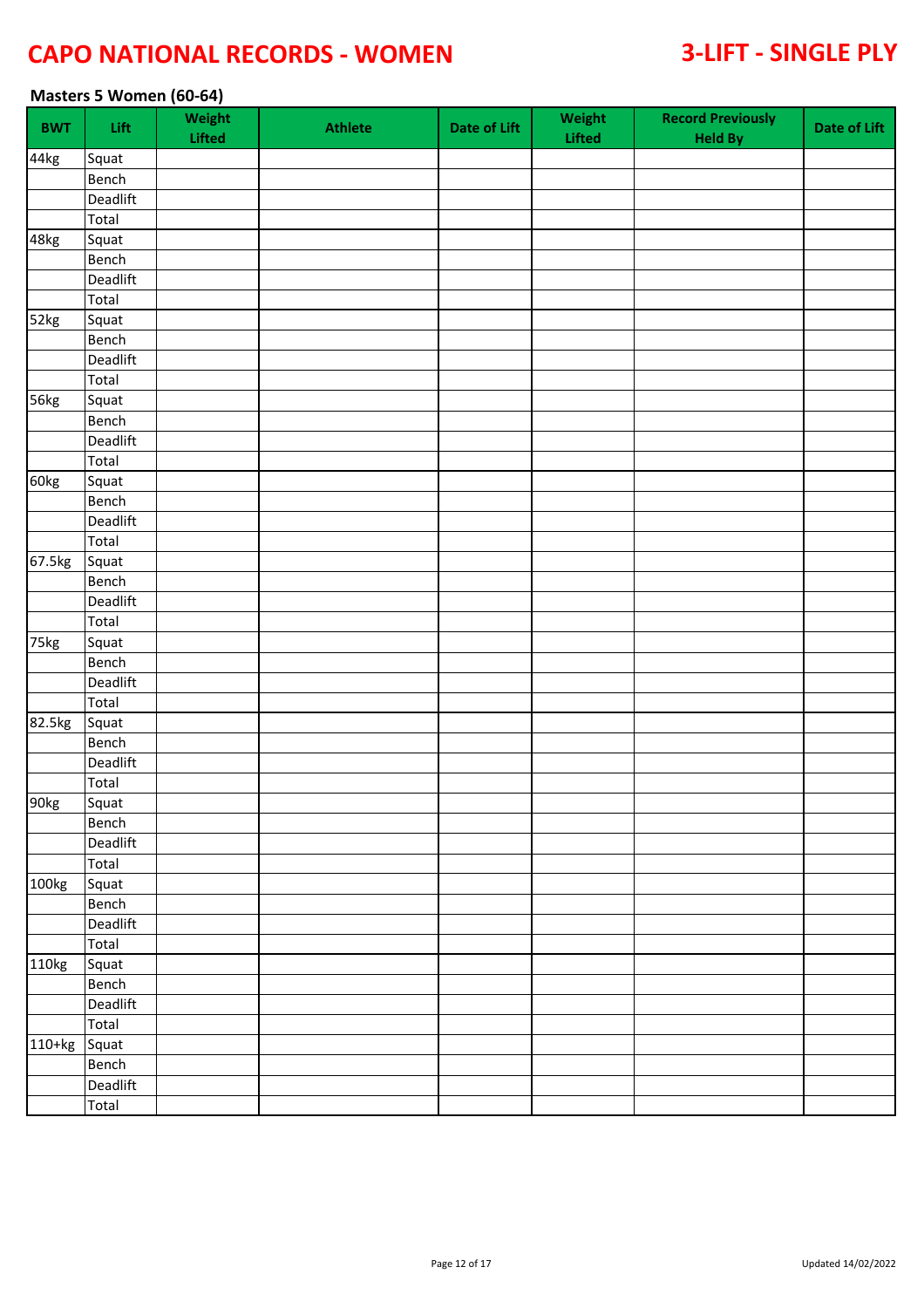# CAPO NATIONAL RECORDS - WOMEN

## 3-LIFT - SINGLE PLY

### Masters 5 Women (60-64)

| BWT | Lift | Weight Lifted | Athlete | Date of Lift | Weight Lifted | Record Previously Held By | Date of Lift |
|---|---|---|---|---|---|---|---|
| 44kg | Squat | | | | | | |
| | Bench | | | | | | |
| | Deadlift | | | | | | |
| | Total | | | | | | |
| 48kg | Squat | | | | | | |
| | Bench | | | | | | |
| | Deadlift | | | | | | |
| | Total | | | | | | |
| 52kg | Squat | | | | | | |
| | Bench | | | | | | |
| | Deadlift | | | | | | |
| | Total | | | | | | |
| 56kg | Squat | | | | | | |
| | Bench | | | | | | |
| | Deadlift | | | | | | |
| | Total | | | | | | |
| 60kg | Squat | | | | | | |
| | Bench | | | | | | |
| | Deadlift | | | | | | |
| | Total | | | | | | |
| 67.5kg | Squat | | | | | | |
| | Bench | | | | | | |
| | Deadlift | | | | | | |
| | Total | | | | | | |
| 75kg | Squat | | | | | | |
| | Bench | | | | | | |
| | Deadlift | | | | | | |
| | Total | | | | | | |
| 82.5kg | Squat | | | | | | |
| | Bench | | | | | | |
| | Deadlift | | | | | | |
| | Total | | | | | | |
| 90kg | Squat | | | | | | |
| | Bench | | | | | | |
| | Deadlift | | | | | | |
| | Total | | | | | | |
| 100kg | Squat | | | | | | |
| | Bench | | | | | | |
| | Deadlift | | | | | | |
| | Total | | | | | | |
| 110kg | Squat | | | | | | |
| | Bench | | | | | | |
| | Deadlift | | | | | | |
| | Total | | | | | | |
| 110+kg | Squat | | | | | | |
| | Bench | | | | | | |
| | Deadlift | | | | | | |
| | Total | | | | | | |

Updated 14/02/2022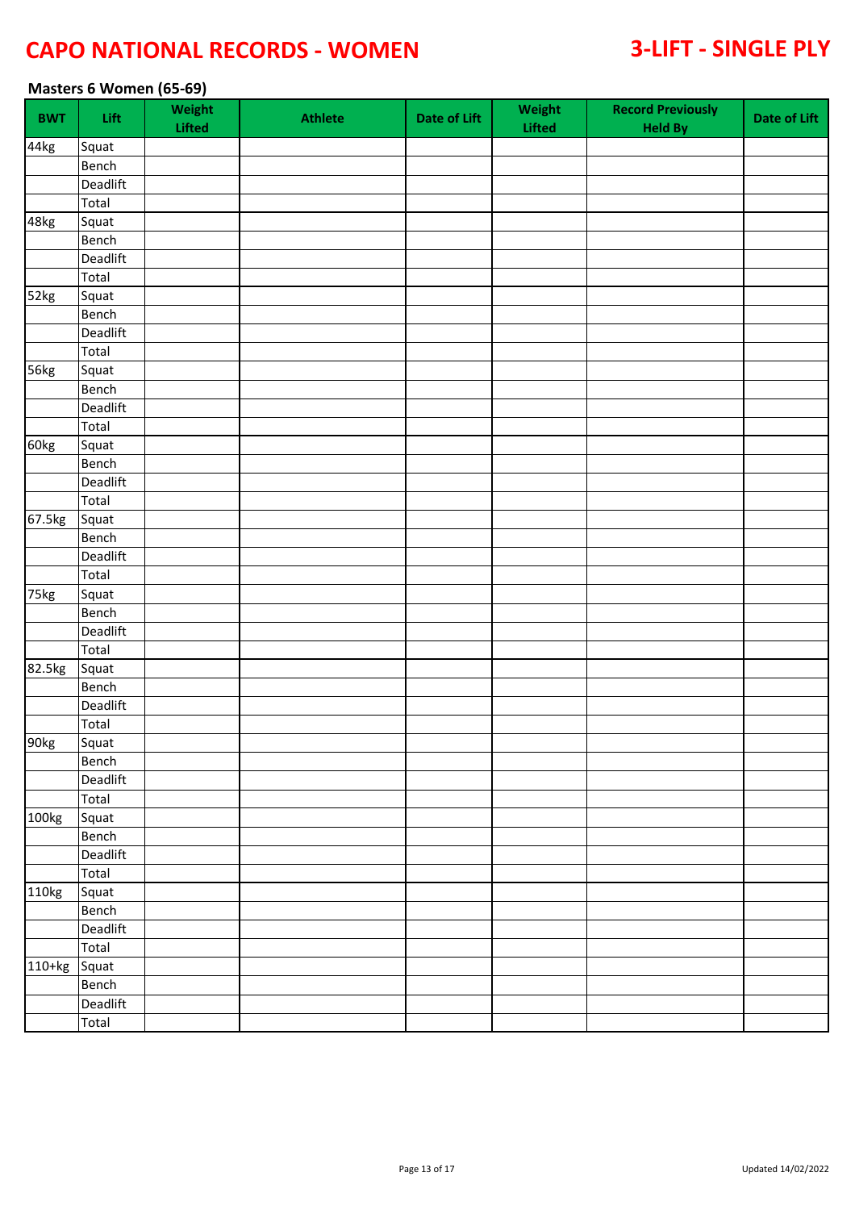# CAPO NATIONAL RECORDS - WOMEN

# 3-LIFT - SINGLE PLY

### Masters 6 Women (65-69)

| BWT | Lift | Weight Lifted | Athlete | Date of Lift | Weight Lifted | Record Previously Held By | Date of Lift |
|---|---|---|---|---|---|---|---|
| 44kg | Squat | | | | | | |
| | Bench | | | | | | |
| | Deadlift | | | | | | |
| | Total | | | | | | |
| 48kg | Squat | | | | | | |
| | Bench | | | | | | |
| | Deadlift | | | | | | |
| | Total | | | | | | |
| 52kg | Squat | | | | | | |
| | Bench | | | | | | |
| | Deadlift | | | | | | |
| | Total | | | | | | |
| 56kg | Squat | | | | | | |
| | Bench | | | | | | |
| | Deadlift | | | | | | |
| | Total | | | | | | |
| 60kg | Squat | | | | | | |
| | Bench | | | | | | |
| | Deadlift | | | | | | |
| | Total | | | | | | |
| 67.5kg | Squat | | | | | | |
| | Bench | | | | | | |
| | Deadlift | | | | | | |
| | Total | | | | | | |
| 75kg | Squat | | | | | | |
| | Bench | | | | | | |
| | Deadlift | | | | | | |
| | Total | | | | | | |
| 82.5kg | Squat | | | | | | |
| | Bench | | | | | | |
| | Deadlift | | | | | | |
| | Total | | | | | | |
| 90kg | Squat | | | | | | |
| | Bench | | | | | | |
| | Deadlift | | | | | | |
| | Total | | | | | | |
| 100kg | Squat | | | | | | |
| | Bench | | | | | | |
| | Deadlift | | | | | | |
| | Total | | | | | | |
| 110kg | Squat | | | | | | |
| | Bench | | | | | | |
| | Deadlift | | | | | | |
| | Total | | | | | | |
| 110+kg | Squat | | | | | | |
| | Bench | | | | | | |
| | Deadlift | | | | | | |
| | Total | | | | | | |

Updated 14/02/2022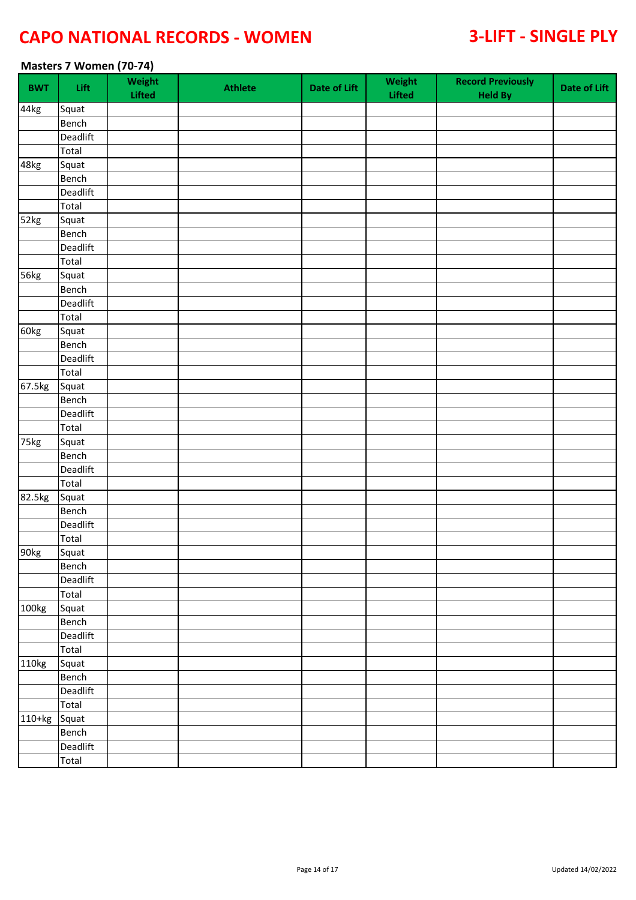# CAPO NATIONAL RECORDS - WOMEN

# 3-LIFT - SINGLE PLY

### Masters 7 Women (70-74)

| BWT | Lift | Weight Lifted | Athlete | Date of Lift | Weight Lifted | Record Previously Held By | Date of Lift |
|---|---|---|---|---|---|---|---|
| 44kg | Squat | | | | | | |
| | Bench | | | | | | |
| | Deadlift | | | | | | |
| | Total | | | | | | |
| 48kg | Squat | | | | | | |
| | Bench | | | | | | |
| | Deadlift | | | | | | |
| | Total | | | | | | |
| 52kg | Squat | | | | | | |
| | Bench | | | | | | |
| | Deadlift | | | | | | |
| | Total | | | | | | |
| 56kg | Squat | | | | | | |
| | Bench | | | | | | |
| | Deadlift | | | | | | |
| | Total | | | | | | |
| 60kg | Squat | | | | | | |
| | Bench | | | | | | |
| | Deadlift | | | | | | |
| | Total | | | | | | |
| 67.5kg | Squat | | | | | | |
| | Bench | | | | | | |
| | Deadlift | | | | | | |
| | Total | | | | | | |
| 75kg | Squat | | | | | | |
| | Bench | | | | | | |
| | Deadlift | | | | | | |
| | Total | | | | | | |
| 82.5kg | Squat | | | | | | |
| | Bench | | | | | | |
| | Deadlift | | | | | | |
| | Total | | | | | | |
| 90kg | Squat | | | | | | |
| | Bench | | | | | | |
| | Deadlift | | | | | | |
| | Total | | | | | | |
| 100kg | Squat | | | | | | |
| | Bench | | | | | | |
| | Deadlift | | | | | | |
| | Total | | | | | | |
| 110kg | Squat | | | | | | |
| | Bench | | | | | | |
| | Deadlift | | | | | | |
| | Total | | | | | | |
| 110+kg | Squat | | | | | | |
| | Bench | | | | | | |
| | Deadlift | | | | | | |
| | Total | | | | | | |

Updated 14/02/2022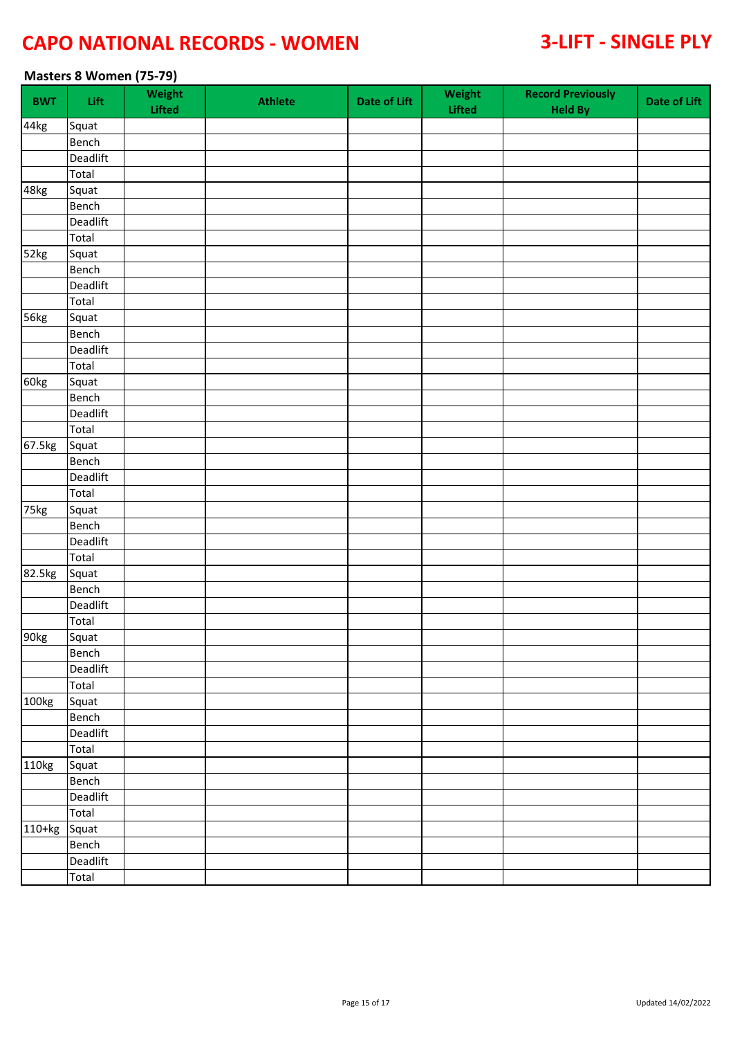# CAPO NATIONAL RECORDS - WOMEN

# 3-LIFT - SINGLE PLY

### Masters 8 Women (75-79)

| BWT | Lift | Weight Lifted | Athlete | Date of Lift | Weight Lifted | Record Previously Held By | Date of Lift |
|---|---|---|---|---|---|---|---|
| 44kg | Squat | | | | | | |
| | Bench | | | | | | |
| | Deadlift | | | | | | |
| | Total | | | | | | |
| 48kg | Squat | | | | | | |
| | Bench | | | | | | |
| | Deadlift | | | | | | |
| | Total | | | | | | |
| 52kg | Squat | | | | | | |
| | Bench | | | | | | |
| | Deadlift | | | | | | |
| | Total | | | | | | |
| 56kg | Squat | | | | | | |
| | Bench | | | | | | |
| | Deadlift | | | | | | |
| | Total | | | | | | |
| 60kg | Squat | | | | | | |
| | Bench | | | | | | |
| | Deadlift | | | | | | |
| | Total | | | | | | |
| 67.5kg | Squat | | | | | | |
| | Bench | | | | | | |
| | Deadlift | | | | | | |
| | Total | | | | | | |
| 75kg | Squat | | | | | | |
| | Bench | | | | | | |
| | Deadlift | | | | | | |
| | Total | | | | | | |
| 82.5kg | Squat | | | | | | |
| | Bench | | | | | | |
| | Deadlift | | | | | | |
| | Total | | | | | | |
| 90kg | Squat | | | | | | |
| | Bench | | | | | | |
| | Deadlift | | | | | | |
| | Total | | | | | | |
| 100kg | Squat | | | | | | |
| | Bench | | | | | | |
| | Deadlift | | | | | | |
| | Total | | | | | | |
| 110kg | Squat | | | | | | |
| | Bench | | | | | | |
| | Deadlift | | | | | | |
| | Total | | | | | | |
| 110+kg | Squat | | | | | | |
| | Bench | | | | | | |
| | Deadlift | | | | | | |
| | Total | | | | | | |

Updated 14/02/2022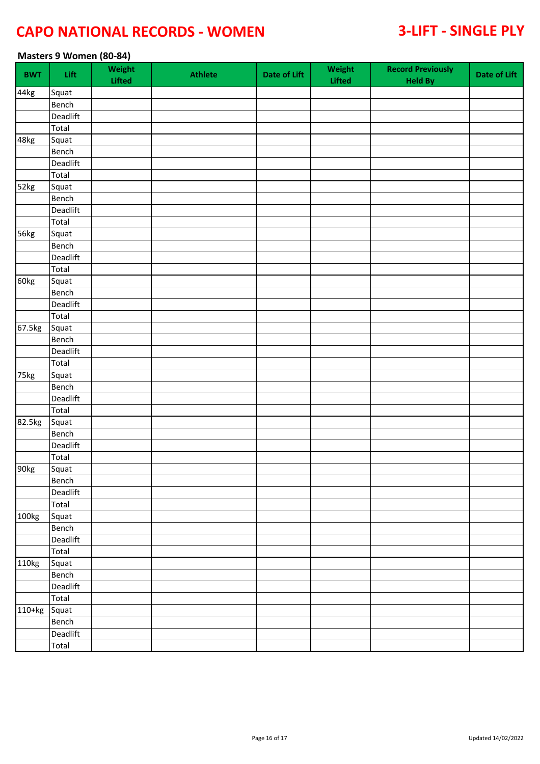# CAPO NATIONAL RECORDS - WOMEN

## 3-LIFT - SINGLE PLY

### Masters 9 Women (80-84)

| BWT | Lift | Weight Lifted | Athlete | Date of Lift | Weight Lifted | Record Previously Held By | Date of Lift |
|---|---|---|---|---|---|---|---|
| 44kg | Squat | | | | | | |
| | Bench | | | | | | |
| | Deadlift | | | | | | |
| | Total | | | | | | |
| 48kg | Squat | | | | | | |
| | Bench | | | | | | |
| | Deadlift | | | | | | |
| | Total | | | | | | |
| 52kg | Squat | | | | | | |
| | Bench | | | | | | |
| | Deadlift | | | | | | |
| | Total | | | | | | |
| 56kg | Squat | | | | | | |
| | Bench | | | | | | |
| | Deadlift | | | | | | |
| | Total | | | | | | |
| 60kg | Squat | | | | | | |
| | Bench | | | | | | |
| | Deadlift | | | | | | |
| | Total | | | | | | |
| 67.5kg | Squat | | | | | | |
| | Bench | | | | | | |
| | Deadlift | | | | | | |
| | Total | | | | | | |
| 75kg | Squat | | | | | | |
| | Bench | | | | | | |
| | Deadlift | | | | | | |
| | Total | | | | | | |
| 82.5kg | Squat | | | | | | |
| | Bench | | | | | | |
| | Deadlift | | | | | | |
| | Total | | | | | | |
| 90kg | Squat | | | | | | |
| | Bench | | | | | | |
| | Deadlift | | | | | | |
| | Total | | | | | | |
| 100kg | Squat | | | | | | |
| | Bench | | | | | | |
| | Deadlift | | | | | | |
| | Total | | | | | | |
| 110kg | Squat | | | | | | |
| | Bench | | | | | | |
| | Deadlift | | | | | | |
| | Total | | | | | | |
| 110+kg | Squat | | | | | | |
| | Bench | | | | | | |
| | Deadlift | | | | | | |
| | Total | | | | | | |

Updated 14/02/2022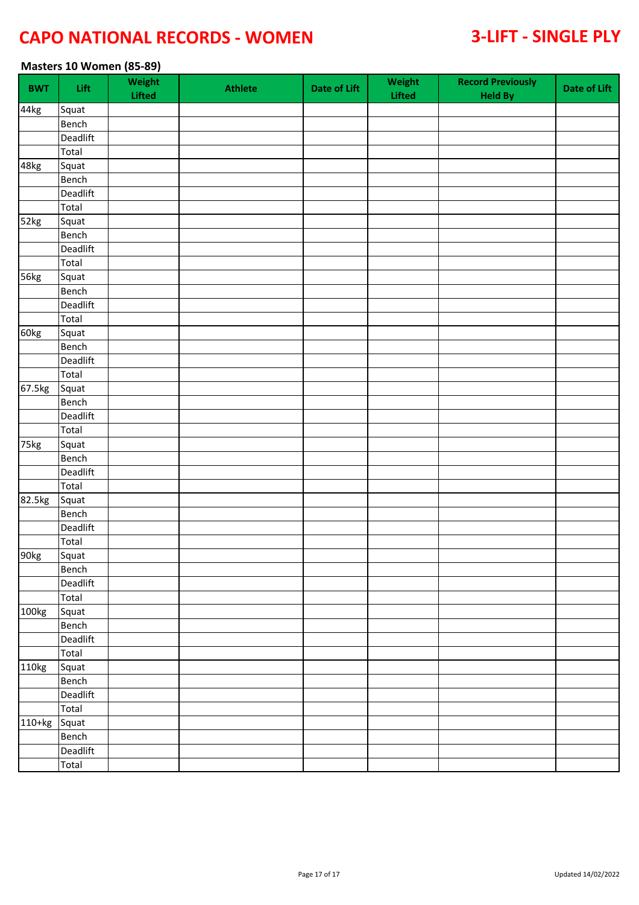# CAPO NATIONAL RECORDS - WOMEN

# 3-LIFT - SINGLE PLY

### Masters 10 Women (85-89)

| BWT | Lift | Weight Lifted | Athlete | Date of Lift | Weight Lifted | Record Previously Held By | Date of Lift |
|---|---|---|---|---|---|---|---|
| 44kg | Squat | | | | | | |
| | Bench | | | | | | |
| | Deadlift | | | | | | |
| | Total | | | | | | |
| 48kg | Squat | | | | | | |
| | Bench | | | | | | |
| | Deadlift | | | | | | |
| | Total | | | | | | |
| 52kg | Squat | | | | | | |
| | Bench | | | | | | |
| | Deadlift | | | | | | |
| | Total | | | | | | |
| 56kg | Squat | | | | | | |
| | Bench | | | | | | |
| | Deadlift | | | | | | |
| | Total | | | | | | |
| 60kg | Squat | | | | | | |
| | Bench | | | | | | |
| | Deadlift | | | | | | |
| | Total | | | | | | |
| 67.5kg | Squat | | | | | | |
| | Bench | | | | | | |
| | Deadlift | | | | | | |
| | Total | | | | | | |
| 75kg | Squat | | | | | | |
| | Bench | | | | | | |
| | Deadlift | | | | | | |
| | Total | | | | | | |
| 82.5kg | Squat | | | | | | |
| | Bench | | | | | | |
| | Deadlift | | | | | | |
| | Total | | | | | | |
| 90kg | Squat | | | | | | |
| | Bench | | | | | | |
| | Deadlift | | | | | | |
| | Total | | | | | | |
| 100kg | Squat | | | | | | |
| | Bench | | | | | | |
| | Deadlift | | | | | | |
| | Total | | | | | | |
| 110kg | Squat | | | | | | |
| | Bench | | | | | | |
| | Deadlift | | | | | | |
| | Total | | | | | | |
| 110+kg | Squat | | | | | | |
| | Bench | | | | | | |
| | Deadlift | | | | | | |
| | Total | | | | | | |

Updated 14/02/2022